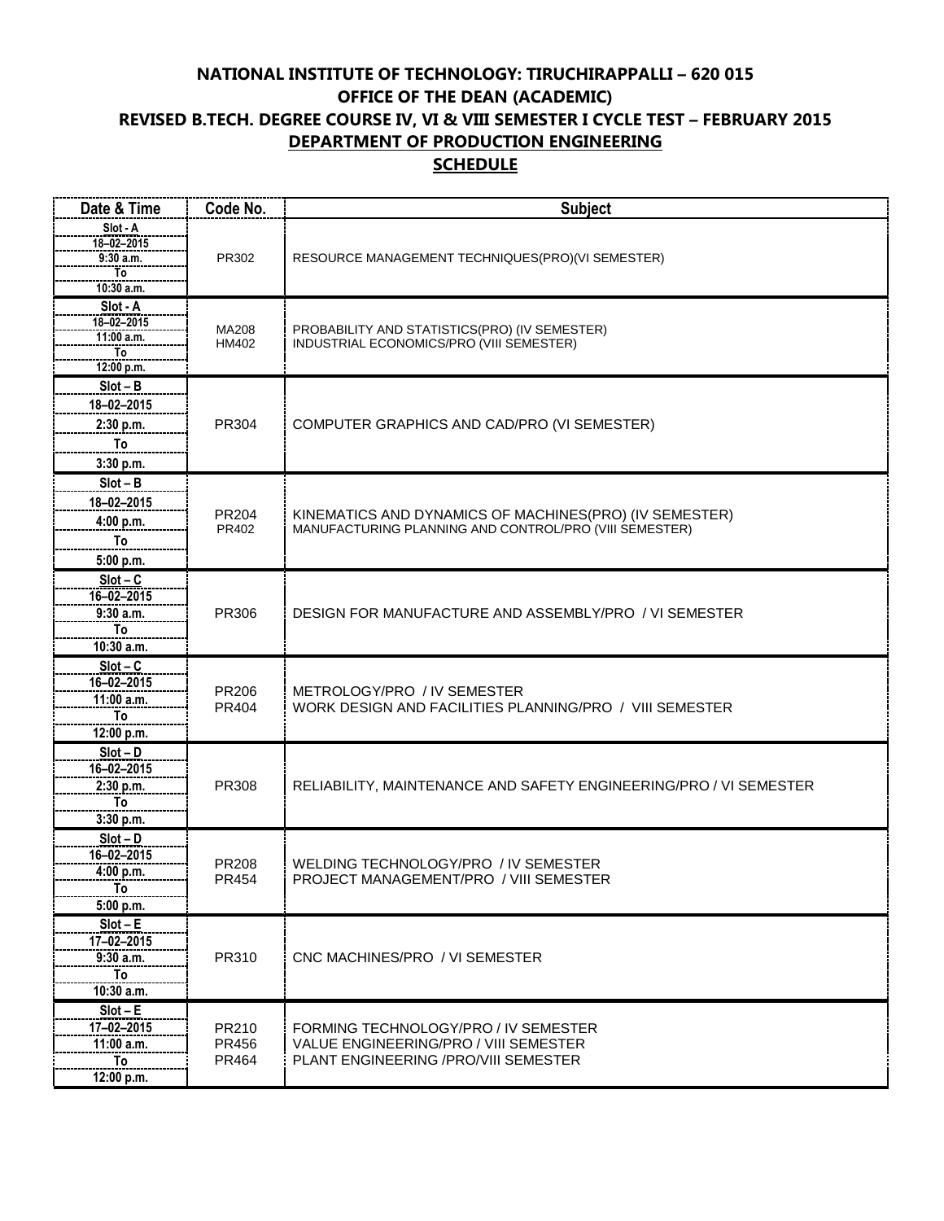# NATIONAL INSTITUTE OF TECHNOLOGY: TIRUCHIRAPPALLI – 620 015

## OFFICE OF THE DEAN (ACADEMIC)

## REVISED B.TECH. DEGREE COURSE IV, VI & VIII SEMESTER I CYCLE TEST – FEBRUARY 2015

## DEPARTMENT OF PRODUCTION ENGINEERING

## SCHEDULE

| Date & Time | Code No. | Subject |
|---|---|---|
| Slot - A<br>18–02–2015<br>9:30 a.m.<br>To<br>10:30 a.m. | PR302 | RESOURCE MANAGEMENT TECHNIQUES(PRO)(VI SEMESTER) |
| Slot - A<br>18–02–2015<br>11:00 a.m.<br>To<br>12:00 p.m. | MA208<br>HM402 | PROBABILITY AND STATISTICS(PRO) (IV SEMESTER)<br>INDUSTRIAL ECONOMICS/PRO (VIII SEMESTER) |
| Slot – B<br>18–02–2015<br>2:30 p.m.<br>To<br>3:30 p.m. | PR304 | COMPUTER GRAPHICS AND CAD/PRO (VI SEMESTER) |
| Slot – B<br>18–02–2015<br>4:00 p.m.<br>To<br>5:00 p.m. | PR204<br>PR402 | KINEMATICS AND DYNAMICS OF MACHINES(PRO) (IV SEMESTER)<br>MANUFACTURING PLANNING AND CONTROL/PRO (VIII SEMESTER) |
| Slot – C<br>16–02–2015<br>9:30 a.m.<br>To<br>10:30 a.m. | PR306 | DESIGN FOR MANUFACTURE AND ASSEMBLY/PRO / VI SEMESTER |
| Slot – C<br>16–02–2015<br>11:00 a.m.<br>To<br>12:00 p.m. | PR206<br>PR404 | METROLOGY/PRO / IV SEMESTER<br>WORK DESIGN AND FACILITIES PLANNING/PRO / VIII SEMESTER |
| Slot – D<br>16–02–2015<br>2:30 p.m.<br>To<br>3:30 p.m. | PR308 | RELIABILITY, MAINTENANCE AND SAFETY ENGINEERING/PRO / VI SEMESTER |
| Slot – D<br>16–02–2015<br>4:00 p.m.<br>To<br>5:00 p.m. | PR208<br>PR454 | WELDING TECHNOLOGY/PRO / IV SEMESTER<br>PROJECT MANAGEMENT/PRO / VIII SEMESTER |
| Slot – E<br>17–02–2015<br>9:30 a.m.<br>To<br>10:30 a.m. | PR310 | CNC MACHINES/PRO / VI SEMESTER |
| Slot – E<br>17–02–2015<br>11:00 a.m.<br>To<br>12:00 p.m. | PR210<br>PR456<br>PR464 | FORMING TECHNOLOGY/PRO / IV SEMESTER<br>VALUE ENGINEERING/PRO / VIII SEMESTER<br>PLANT ENGINEERING /PRO/VIII SEMESTER |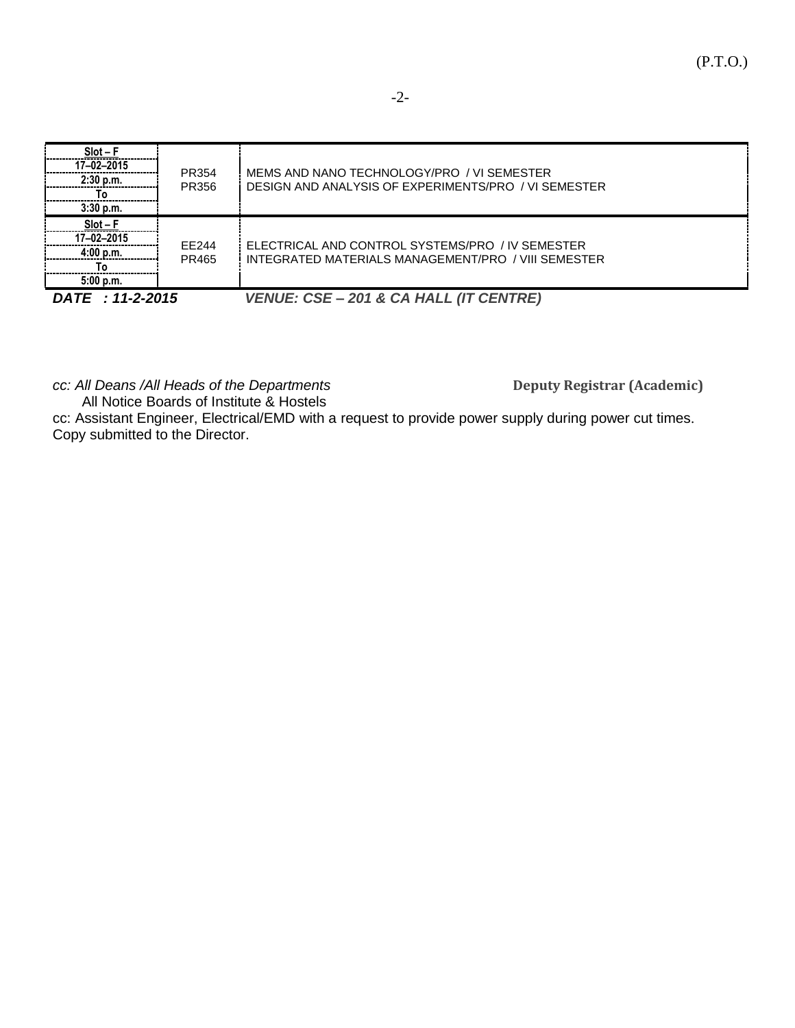(P.T.O.)

| | | |
|---|---|---|
| Slot – F<br>17–02–2015<br>2:30 p.m.<br>To<br>3:30 p.m. | PR354<br>PR356 | MEMS AND NANO TECHNOLOGY/PRO / VI SEMESTER<br>DESIGN AND ANALYSIS OF EXPERIMENTS/PRO / VI SEMESTER |
| Slot – F<br>17–02–2015<br>4:00 p.m.<br>To<br>5:00 p.m. | EE244<br>PR465 | ELECTRICAL AND CONTROL SYSTEMS/PRO / IV SEMESTER<br>INTEGRATED MATERIALS MANAGEMENT/PRO / VIII SEMESTER |

***DATE : 11-2-2015*** ***VENUE: CSE – 201 & CA HALL (IT CENTRE)***

*cc: All Deans /All Heads of the Departments*

All Notice Boards of Institute & Hostels

**Deputy Registrar (Academic)**

cc: Assistant Engineer, Electrical/EMD with a request to provide power supply during power cut times.
Copy submitted to the Director.